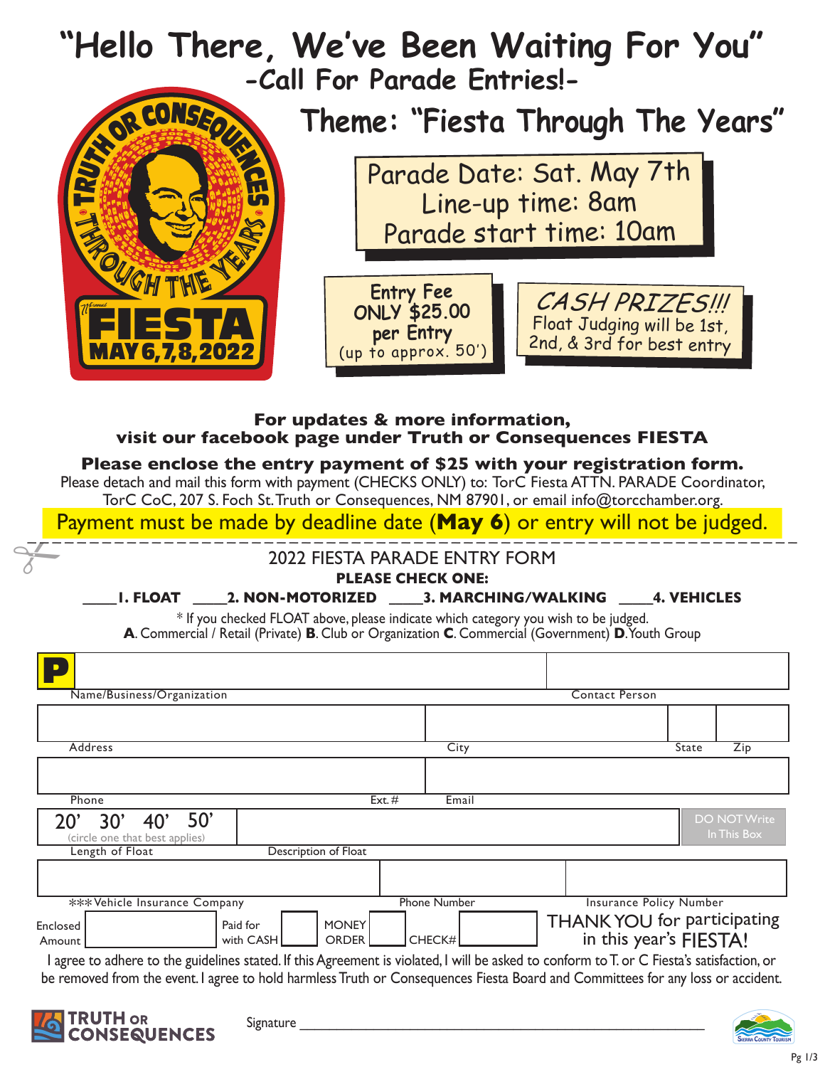# "Hello There, We've Been Waiting For You"

## -Call For Parade Entries!-

TRUTH OR CONSEQUENCES THROUGH THE YEARS
71st Annual FIESTA MAY 6,7,8,2022

## Theme: "Fiesta Through The Years"

Parade Date: Sat. May 7th
Line-up time: 8am
Parade start time: 10am

Entry Fee ONLY $25.00 per Entry (up to approx. 50')

CASH PRIZES!!!
Float Judging will be 1st, 2nd, & 3rd for best entry

**For updates & more information, visit our facebook page under Truth or Consequences FIESTA**

**Please enclose the entry payment of $25 with your registration form.**

Please detach and mail this form with payment (CHECKS ONLY) to: TorC Fiesta ATTN. PARADE Coordinator, TorC CoC, 207 S. Foch St. Truth or Consequences, NM 87901, or email info@torcchamber.org.

Payment must be made by deadline date (**May 6**) or entry will not be judged.

---

## 2022 FIESTA PARADE ENTRY FORM

**PLEASE CHECK ONE:**

____**1. FLOAT** ____**2. NON-MOTORIZED** ____**3. MARCHING/WALKING** ____**4. VEHICLES**

* If you checked FLOAT above, please indicate which category you wish to be judged.
**A**. Commercial / Retail (Private) **B**. Club or Organization **C**. Commercial (Government) **D**. Youth Group

P

| Name/Business/Organization | | Contact Person | |
|---|---|---|---|
| Address | City | State | Zip |
| Phone | Ext.# | Email | |
| Length of Float: 20' 30' 40' 50' (circle one that best applies) | Description of Float | | DO NOT Write In This Box |
| ***Vehicle Insurance Company | Phone Number | Insurance Policy Number | |

Enclosed Amount ______ Paid for with CASH ☐ MONEY ORDER ☐ CHECK# ______

THANK YOU for participating in this year's FIESTA!

I agree to adhere to the guidelines stated. If this Agreement is violated, I will be asked to conform to T. or C Fiesta's satisfaction, or be removed from the event. I agree to hold harmless Truth or Consequences Fiesta Board and Committees for any loss or accident.

TRUTH OR CONSEQUENCES

Signature ______________________________

Sierra County Tourism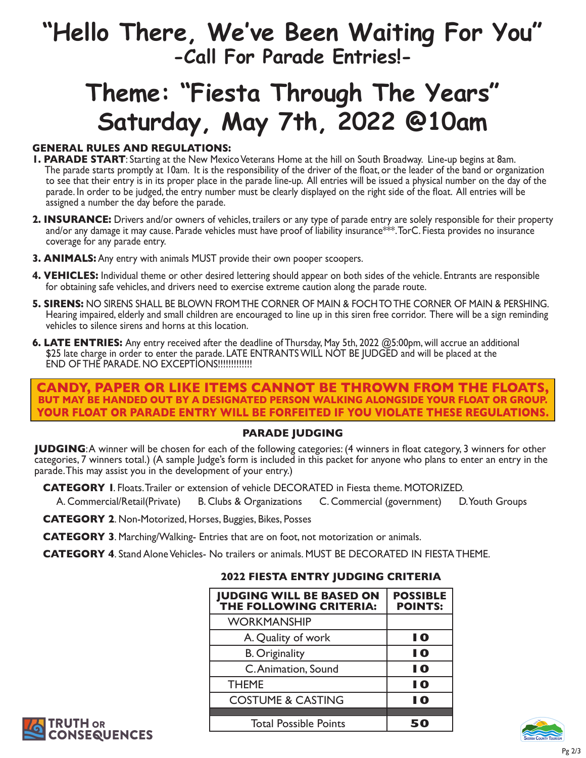# "Hello There, We've Been Waiting For You"

## -Call For Parade Entries!-

# Theme: "Fiesta Through The Years"

# Saturday, May 7th, 2022 @10am

**GENERAL RULES AND REGULATIONS:**

1. **PARADE START**: Starting at the New Mexico Veterans Home at the hill on South Broadway. Line-up begins at 8am. The parade starts promptly at 10am. It is the responsibility of the driver of the float, or the leader of the band or organization to see that their entry is in its proper place in the parade line-up. All entries will be issued a physical number on the day of the parade. In order to be judged, the entry number must be clearly displayed on the right side of the float. All entries will be assigned a number the day before the parade.
2. **INSURANCE:** Drivers and/or owners of vehicles, trailers or any type of parade entry are solely responsible for their property and/or any damage it may cause. Parade vehicles must have proof of liability insurance***. TorC. Fiesta provides no insurance coverage for any parade entry.
3. **ANIMALS:** Any entry with animals MUST provide their own pooper scoopers.
4. **VEHICLES:** Individual theme or other desired lettering should appear on both sides of the vehicle. Entrants are responsible for obtaining safe vehicles, and drivers need to exercise extreme caution along the parade route.
5. **SIRENS:** NO SIRENS SHALL BE BLOWN FROM THE CORNER OF MAIN & FOCH TO THE CORNER OF MAIN & PERSHING. Hearing impaired, elderly and small children are encouraged to line up in this siren free corridor. There will be a sign reminding vehicles to silence sirens and horns at this location.
6. **LATE ENTRIES:** Any entry received after the deadline of Thursday, May 5th, 2022 @5:00pm, will accrue an additional $25 late charge in order to enter the parade. LATE ENTRANTS WILL NOT BE JUDGED and will be placed at the END OF THE PARADE. NO EXCEPTIONS!!!!!!!!!!!!

**CANDY, PAPER OR LIKE ITEMS CANNOT BE THROWN FROM THE FLOATS,**
**BUT MAY BE HANDED OUT BY A DESIGNATED PERSON WALKING ALONGSIDE YOUR FLOAT OR GROUP.**
**YOUR FLOAT OR PARADE ENTRY WILL BE FORFEITED IF YOU VIOLATE THESE REGULATIONS.**

### PARADE JUDGING

**JUDGING**: A winner will be chosen for each of the following categories: (4 winners in float category, 3 winners for other categories, 7 winners total.) (A sample Judge's form is included in this packet for anyone who plans to enter an entry in the parade. This may assist you in the development of your entry.)

**CATEGORY 1**. Floats. Trailer or extension of vehicle DECORATED in Fiesta theme. MOTORIZED.

A. Commercial/Retail(Private) B. Clubs & Organizations C. Commercial (government) D. Youth Groups

**CATEGORY 2**. Non-Motorized, Horses, Buggies, Bikes, Posses

**CATEGORY 3**. Marching/Walking- Entries that are on foot, not motorization or animals.

**CATEGORY 4**. Stand Alone Vehicles- No trailers or animals. MUST BE DECORATED IN FIESTA THEME.

### 2022 FIESTA ENTRY JUDGING CRITERIA

| JUDGING WILL BE BASED ON THE FOLLOWING CRITERIA: | POSSIBLE POINTS: |
|---|---|
| WORKMANSHIP | |
| A. Quality of work | 10 |
| B. Originality | 10 |
| C. Animation, Sound | 10 |
| THEME | 10 |
| COSTUME & CASTING | 10 |
| | |
| Total Possible Points | 50 |

TRUTH OR CONSEQUENCES

Sierra County Tourism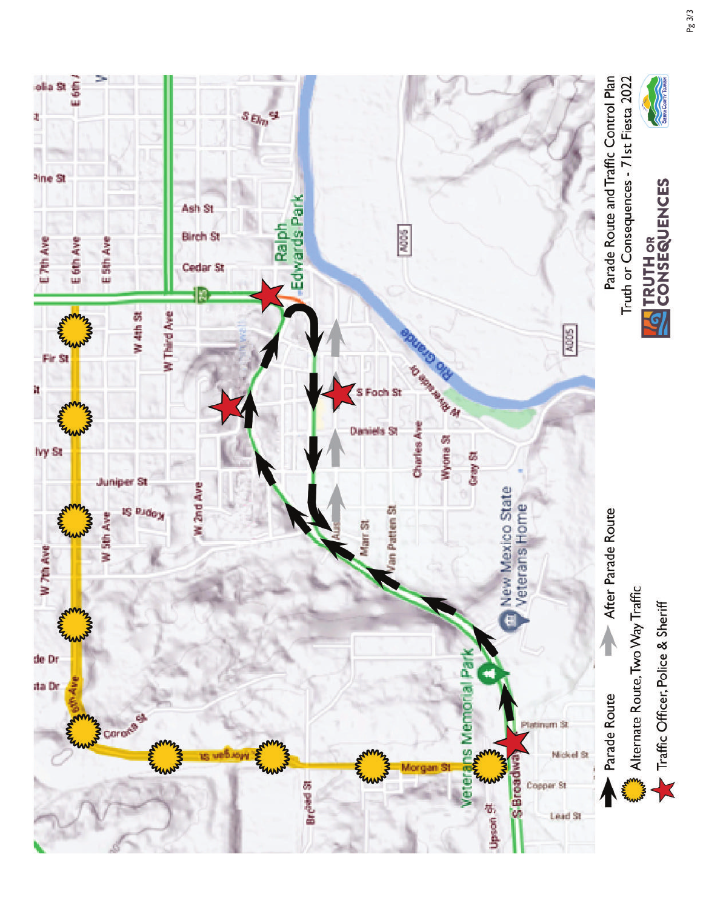Parade Route and Traffic Control Plan
Truth or Consequences - 71st Fiesta 2022

Parade Route

After Parade Route

Alternate Route, Two Way Traffic

Traffic Officer, Police & Sheriff

TRUTH OR CONSEQUENCES

SIERRA COUNTY TOURISM